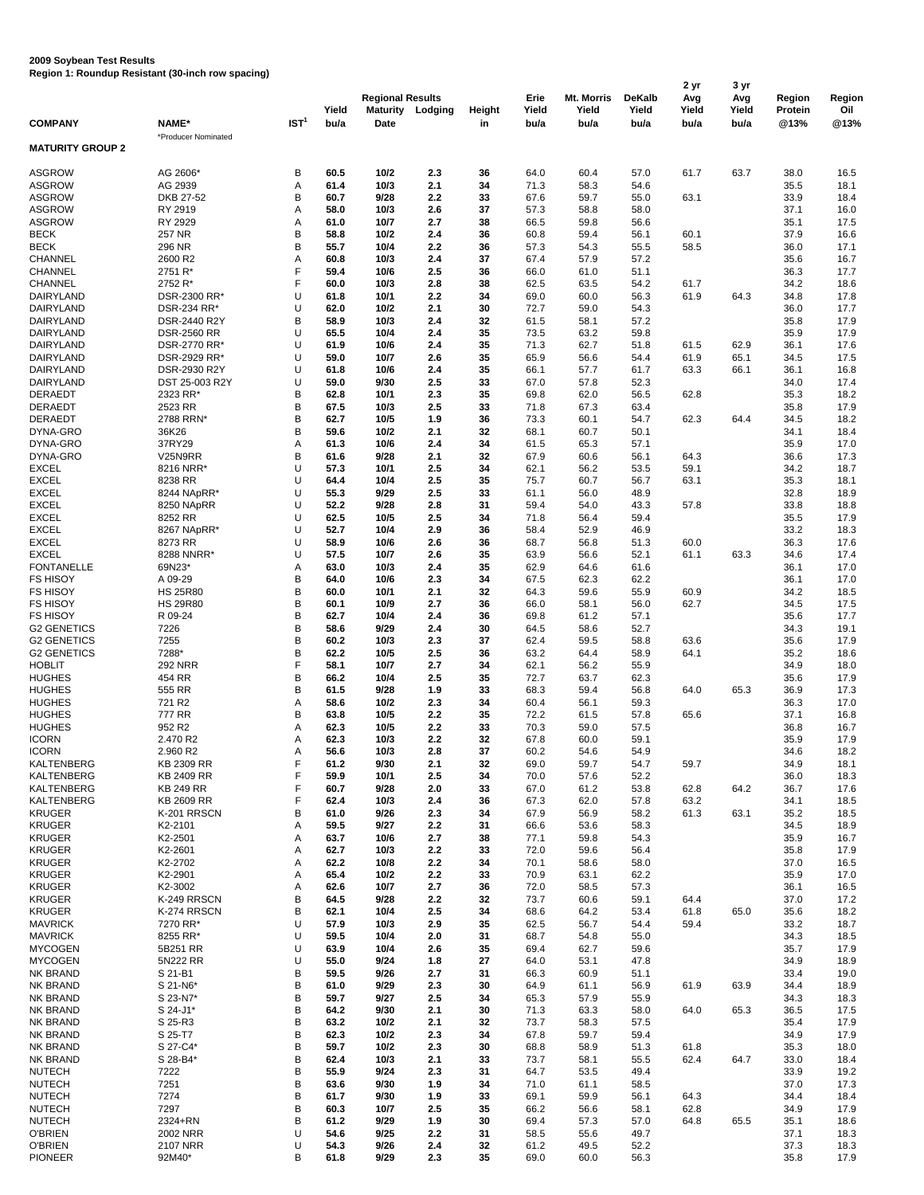**2009 Soybean Test Results**
**Region 1: Roundup Resistant (30-inch row spacing)**

| COMPANY | NAME* | IST[1] | Yield bu/a | Regional Results Maturity Date | Lodging | Height in | Erie Yield bu/a | Mt. Morris Yield bu/a | DeKalb Yield bu/a | 2 yr Avg Yield bu/a | 3 yr Avg Yield bu/a | Region Protein @13% | Region Oil @13% |
|---|---|---|---|---|---|---|---|---|---|---|---|---|---|
| | *Producer Nominated | | | | | | | | | | | | |
| **MATURITY GROUP 2** | | | | | | | | | | | | | |
| ASGROW | AG 2606* | B | **60.5** | **10/2** | **2.3** | **36** | 64.0 | 60.4 | 57.0 | 61.7 | 63.7 | 38.0 | 16.5 |
| ASGROW | AG 2939 | A | **61.4** | **10/3** | **2.1** | **34** | 71.3 | 58.3 | 54.6 | | | 35.5 | 18.1 |
| ASGROW | DKB 27-52 | B | **60.7** | **9/28** | **2.2** | **33** | 67.6 | 59.7 | 55.0 | 63.1 | | 33.9 | 18.4 |
| ASGROW | RY 2919 | A | **58.0** | **10/3** | **2.6** | **37** | 57.3 | 58.8 | 58.0 | | | 37.1 | 16.0 |
| ASGROW | RY 2929 | A | **61.0** | **10/7** | **2.7** | **38** | 66.5 | 59.8 | 56.6 | | | 35.1 | 17.5 |
| BECK | 257 NR | B | **58.8** | **10/2** | **2.4** | **36** | 60.8 | 59.4 | 56.1 | 60.1 | | 37.9 | 16.6 |
| BECK | 296 NR | B | **55.7** | **10/4** | **2.2** | **36** | 57.3 | 54.3 | 55.5 | 58.5 | | 36.0 | 17.1 |
| CHANNEL | 2600 R2 | A | **60.8** | **10/3** | **2.4** | **37** | 67.4 | 57.9 | 57.2 | | | 35.6 | 16.7 |
| CHANNEL | 2751 R* | F | **59.4** | **10/6** | **2.5** | **36** | 66.0 | 61.0 | 51.1 | | | 36.3 | 17.7 |
| CHANNEL | 2752 R* | F | **60.0** | **10/3** | **2.8** | **38** | 62.5 | 63.5 | 54.2 | 61.7 | | 34.2 | 18.6 |
| DAIRYLAND | DSR-2300 RR* | U | **61.8** | **10/1** | **2.2** | **34** | 69.0 | 60.0 | 56.3 | 61.9 | 64.3 | 34.8 | 17.8 |
| DAIRYLAND | DSR-234 RR* | U | **62.0** | **10/2** | **2.1** | **30** | 72.7 | 59.0 | 54.3 | | | 36.0 | 17.7 |
| DAIRYLAND | DSR-2440 R2Y | B | **58.9** | **10/3** | **2.4** | **32** | 61.5 | 58.1 | 57.2 | | | 35.8 | 17.9 |
| DAIRYLAND | DSR-2560 RR | U | **65.5** | **10/4** | **2.4** | **35** | 73.5 | 63.2 | 59.8 | | | 35.9 | 17.9 |
| DAIRYLAND | DSR-2770 RR* | U | **61.9** | **10/6** | **2.4** | **35** | 71.3 | 62.7 | 51.8 | 61.5 | 62.9 | 36.1 | 17.6 |
| DAIRYLAND | DSR-2929 RR* | U | **59.0** | **10/7** | **2.6** | **35** | 65.9 | 56.6 | 54.4 | 61.9 | 65.1 | 34.5 | 17.5 |
| DAIRYLAND | DSR-2930 R2Y | U | **61.8** | **10/6** | **2.4** | **35** | 66.1 | 57.7 | 61.7 | 63.3 | 66.1 | 36.1 | 16.8 |
| DAIRYLAND | DST 25-003 R2Y | U | **59.0** | **9/30** | **2.5** | **33** | 67.0 | 57.8 | 52.3 | | | 34.0 | 17.4 |
| DERAEDT | 2323 RR* | B | **62.8** | **10/1** | **2.3** | **35** | 69.8 | 62.0 | 56.5 | 62.8 | | 35.3 | 18.2 |
| DERAEDT | 2523 RR | B | **67.5** | **10/3** | **2.5** | **33** | 71.8 | 67.3 | 63.4 | | | 35.8 | 17.9 |
| DERAEDT | 2788 RRN* | B | **62.7** | **10/5** | **1.9** | **36** | 73.3 | 60.1 | 54.7 | 62.3 | 64.4 | 34.5 | 18.2 |
| DYNA-GRO | 36K26 | B | **59.6** | **10/2** | **2.1** | **32** | 68.1 | 60.7 | 50.1 | | | 34.1 | 18.4 |
| DYNA-GRO | 37RY29 | A | **61.3** | **10/6** | **2.4** | **34** | 61.5 | 65.3 | 57.1 | | | 35.9 | 17.0 |
| DYNA-GRO | V25N9RR | B | **61.6** | **9/28** | **2.1** | **32** | 67.9 | 60.6 | 56.1 | 64.3 | | 36.6 | 17.3 |
| EXCEL | 8216 NRR* | U | **57.3** | **10/1** | **2.5** | **34** | 62.1 | 56.2 | 53.5 | 59.1 | | 34.2 | 18.7 |
| EXCEL | 8238 RR | U | **64.4** | **10/4** | **2.5** | **35** | 75.7 | 60.7 | 56.7 | 63.1 | | 35.3 | 18.1 |
| EXCEL | 8244 NApRR* | U | **55.3** | **9/29** | **2.5** | **33** | 61.1 | 56.0 | 48.9 | | | 32.8 | 18.9 |
| EXCEL | 8250 NApRR | U | **52.2** | **9/28** | **2.8** | **31** | 59.4 | 54.0 | 43.3 | 57.8 | | 33.8 | 18.8 |
| EXCEL | 8252 RR | U | **62.5** | **10/5** | **2.5** | **34** | 71.8 | 56.4 | 59.4 | | | 35.5 | 17.9 |
| EXCEL | 8267 NApRR* | U | **52.7** | **10/4** | **2.9** | **36** | 58.4 | 52.9 | 46.9 | | | 33.2 | 18.3 |
| EXCEL | 8273 RR | U | **58.9** | **10/6** | **2.6** | **36** | 68.7 | 56.8 | 51.3 | 60.0 | | 36.3 | 17.6 |
| EXCEL | 8288 NNRR* | U | **57.5** | **10/7** | **2.6** | **35** | 63.9 | 56.6 | 52.1 | 61.1 | 63.3 | 34.6 | 17.4 |
| FONTANELLE | 69N23* | A | **63.0** | **10/3** | **2.4** | **35** | 62.9 | 64.6 | 61.6 | | | 36.1 | 17.0 |
| FS HISOY | A 09-29 | B | **64.0** | **10/6** | **2.3** | **34** | 67.5 | 62.3 | 62.2 | | | 36.1 | 17.0 |
| FS HISOY | HS 25R80 | B | **60.0** | **10/1** | **2.1** | **32** | 64.3 | 59.6 | 55.9 | 60.9 | | 34.2 | 18.5 |
| FS HISOY | HS 29R80 | B | **60.1** | **10/9** | **2.7** | **36** | 66.0 | 58.1 | 56.0 | 62.7 | | 34.5 | 17.5 |
| FS HISOY | R 09-24 | B | **62.7** | **10/4** | **2.4** | **36** | 69.8 | 61.2 | 57.1 | | | 35.6 | 17.7 |
| G2 GENETICS | 7226 | B | **58.6** | **9/29** | **2.4** | **30** | 64.5 | 58.6 | 52.7 | | | 34.3 | 19.1 |
| G2 GENETICS | 7255 | B | **60.2** | **10/3** | **2.3** | **37** | 62.4 | 59.5 | 58.8 | 63.6 | | 35.6 | 17.9 |
| G2 GENETICS | 7288* | B | **62.2** | **10/5** | **2.5** | **36** | 63.2 | 64.4 | 58.9 | 64.1 | | 35.2 | 18.6 |
| HOBLIT | 292 NRR | F | **58.1** | **10/7** | **2.7** | **34** | 62.1 | 56.2 | 55.9 | | | 34.9 | 18.0 |
| HUGHES | 454 RR | B | **66.2** | **10/4** | **2.5** | **35** | 72.7 | 63.7 | 62.3 | | | 35.6 | 17.9 |
| HUGHES | 555 RR | B | **61.5** | **9/28** | **1.9** | **33** | 68.3 | 59.4 | 56.8 | 64.0 | 65.3 | 36.9 | 17.3 |
| HUGHES | 721 R2 | A | **58.6** | **10/2** | **2.3** | **34** | 60.4 | 56.1 | 59.3 | | | 36.3 | 17.0 |
| HUGHES | 777 RR | B | **63.8** | **10/5** | **2.2** | **35** | 72.2 | 61.5 | 57.8 | 65.6 | | 37.1 | 16.8 |
| HUGHES | 952 R2 | A | **62.3** | **10/5** | **2.2** | **33** | 70.3 | 59.0 | 57.5 | | | 36.8 | 16.7 |
| ICORN | 2.470 R2 | A | **62.3** | **10/3** | **2.2** | **32** | 67.8 | 60.0 | 59.1 | | | 35.9 | 17.9 |
| ICORN | 2.960 R2 | A | **56.6** | **10/3** | **2.8** | **37** | 60.2 | 54.6 | 54.9 | | | 34.6 | 18.2 |
| KALTENBERG | KB 2309 RR | F | **61.2** | **9/30** | **2.1** | **32** | 69.0 | 59.7 | 54.7 | 59.7 | | 34.9 | 18.1 |
| KALTENBERG | KB 2409 RR | F | **59.9** | **10/1** | **2.5** | **34** | 70.0 | 57.6 | 52.2 | | | 36.0 | 18.3 |
| KALTENBERG | KB 249 RR | F | **60.7** | **9/28** | **2.0** | **33** | 67.0 | 61.2 | 53.8 | 62.8 | 64.2 | 36.7 | 17.6 |
| KALTENBERG | KB 2609 RR | F | **62.4** | **10/3** | **2.4** | **36** | 67.3 | 62.0 | 57.8 | 63.2 | | 34.1 | 18.5 |
| KRUGER | K-201 RRSCN | B | **61.0** | **9/26** | **2.3** | **34** | 67.9 | 56.9 | 58.2 | 61.3 | 63.1 | 35.2 | 18.5 |
| KRUGER | K2-2101 | A | **59.5** | **9/27** | **2.2** | **31** | 66.6 | 53.6 | 58.3 | | | 34.5 | 18.9 |
| KRUGER | K2-2501 | A | **63.7** | **10/6** | **2.7** | **38** | 77.1 | 59.8 | 54.3 | | | 35.9 | 16.7 |
| KRUGER | K2-2601 | A | **62.7** | **10/3** | **2.2** | **33** | 72.0 | 59.6 | 56.4 | | | 35.8 | 17.9 |
| KRUGER | K2-2702 | A | **62.2** | **10/8** | **2.2** | **34** | 70.1 | 58.6 | 58.0 | | | 37.0 | 16.5 |
| KRUGER | K2-2901 | A | **65.4** | **10/2** | **2.2** | **33** | 70.9 | 63.1 | 62.2 | | | 35.9 | 17.0 |
| KRUGER | K2-3002 | A | **62.6** | **10/7** | **2.7** | **36** | 72.0 | 58.5 | 57.3 | | | 36.1 | 16.5 |
| KRUGER | K-249 RRSCN | B | **64.5** | **9/28** | **2.2** | **32** | 73.7 | 60.6 | 59.1 | 64.4 | | 37.0 | 17.2 |
| KRUGER | K-274 RRSCN | B | **62.1** | **10/4** | **2.5** | **34** | 68.6 | 64.2 | 53.4 | 61.8 | 65.0 | 35.6 | 18.2 |
| MAVRICK | 7270 RR* | U | **57.9** | **10/3** | **2.9** | **35** | 62.5 | 56.7 | 54.4 | 59.4 | | 33.2 | 18.7 |
| MAVRICK | 8255 RR* | U | **59.5** | **10/4** | **2.0** | **31** | 68.7 | 54.8 | 55.0 | | | 34.3 | 18.5 |
| MYCOGEN | 5B251 RR | U | **63.9** | **10/4** | **2.6** | **35** | 69.4 | 62.7 | 59.6 | | | 35.7 | 17.9 |
| MYCOGEN | 5N222 RR | U | **55.0** | **9/24** | **1.8** | **27** | 64.0 | 53.1 | 47.8 | | | 34.9 | 18.9 |
| NK BRAND | S 21-B1 | B | **59.5** | **9/26** | **2.7** | **31** | 66.3 | 60.9 | 51.1 | | | 33.4 | 19.0 |
| NK BRAND | S 21-N6* | B | **61.0** | **9/29** | **2.3** | **30** | 64.9 | 61.1 | 56.9 | 61.9 | 63.9 | 34.4 | 18.9 |
| NK BRAND | S 23-N7* | B | **59.7** | **9/27** | **2.5** | **34** | 65.3 | 57.9 | 55.9 | | | 34.3 | 18.3 |
| NK BRAND | S 24-J1* | B | **64.2** | **9/30** | **2.1** | **30** | 71.3 | 63.3 | 58.0 | 64.0 | 65.3 | 36.5 | 17.5 |
| NK BRAND | S 25-R3 | B | **63.2** | **10/2** | **2.1** | **32** | 73.7 | 58.3 | 57.5 | | | 35.4 | 17.9 |
| NK BRAND | S 25-T7 | B | **62.3** | **10/2** | **2.3** | **34** | 67.8 | 59.7 | 59.4 | | | 34.9 | 17.9 |
| NK BRAND | S 27-C4* | B | **59.7** | **10/2** | **2.3** | **30** | 68.8 | 58.9 | 51.3 | 61.8 | | 35.3 | 18.0 |
| NK BRAND | S 28-B4* | B | **62.4** | **10/3** | **2.1** | **33** | 73.7 | 58.1 | 55.5 | 62.4 | 64.7 | 33.0 | 18.4 |
| NUTECH | 7222 | B | **55.9** | **9/24** | **2.3** | **31** | 64.7 | 53.5 | 49.4 | | | 33.9 | 19.2 |
| NUTECH | 7251 | B | **63.6** | **9/30** | **1.9** | **34** | 71.0 | 61.1 | 58.5 | | | 37.0 | 17.3 |
| NUTECH | 7274 | B | **61.7** | **9/30** | **1.9** | **33** | 69.1 | 59.9 | 56.1 | 64.3 | | 34.4 | 18.4 |
| NUTECH | 7297 | B | **60.3** | **10/7** | **2.5** | **35** | 66.2 | 56.6 | 58.1 | 62.8 | | 34.9 | 17.9 |
| NUTECH | 2324+RN | B | **61.2** | **9/29** | **1.9** | **30** | 69.4 | 57.3 | 57.0 | 64.8 | 65.5 | 35.1 | 18.6 |
| O'BRIEN | 2002 NRR | U | **54.6** | **9/25** | **2.2** | **31** | 58.5 | 55.6 | 49.7 | | | 37.1 | 18.3 |
| O'BRIEN | 2107 NRR | U | **54.3** | **9/26** | **2.4** | **32** | 61.2 | 49.5 | 52.2 | | | 37.3 | 18.3 |
| PIONEER | 92M40* | B | **61.8** | **9/29** | **2.3** | **35** | 69.0 | 60.0 | 56.3 | | | 35.8 | 17.9 |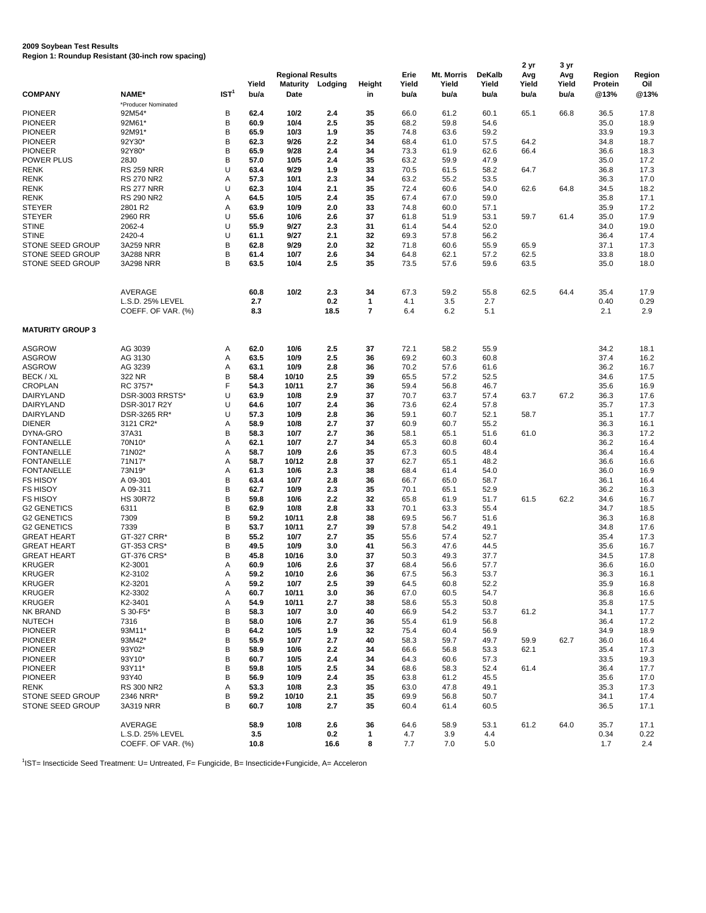**2009 Soybean Test Results**
**Region 1: Roundup Resistant (30-inch row spacing)**

| COMPANY | NAME* | IST[1] | Yield bu/a | Regional Results Maturity Date | Lodging | Height in | Erie Yield bu/a | Mt. Morris Yield bu/a | DeKalb Yield bu/a | 2 yr Avg Yield bu/a | 3 yr Avg Yield bu/a | Region Protein @13% | Region Oil @13% |
|---|---|---|---|---|---|---|---|---|---|---|---|---|---|
| | *Producer Nominated | | | | | | | | | | | | |
| PIONEER | 92M54* | B | 62.4 | 10/2 | 2.4 | 35 | 66.0 | 61.2 | 60.1 | 65.1 | 66.8 | 36.5 | 17.8 |
| PIONEER | 92M61* | B | 60.9 | 10/4 | 2.5 | 35 | 68.2 | 59.8 | 54.6 | | | 35.0 | 18.9 |
| PIONEER | 92M91* | B | 65.9 | 10/3 | 1.9 | 35 | 74.8 | 63.6 | 59.2 | | | 33.9 | 19.3 |
| PIONEER | 92Y30* | B | 62.3 | 9/26 | 2.2 | 34 | 68.4 | 61.0 | 57.5 | 64.2 | | 34.8 | 18.7 |
| PIONEER | 92Y80* | B | 65.9 | 9/28 | 2.4 | 34 | 73.3 | 61.9 | 62.6 | 66.4 | | 36.6 | 18.3 |
| POWER PLUS | 28J0 | B | 57.0 | 10/5 | 2.4 | 35 | 63.2 | 59.9 | 47.9 | | | 35.0 | 17.2 |
| RENK | RS 259 NRR | U | 63.4 | 9/29 | 1.9 | 33 | 70.5 | 61.5 | 58.2 | 64.7 | | 36.8 | 17.3 |
| RENK | RS 270 NR2 | A | 57.3 | 10/1 | 2.3 | 34 | 63.2 | 55.2 | 53.5 | | | 36.3 | 17.0 |
| RENK | RS 277 NRR | U | 62.3 | 10/4 | 2.1 | 35 | 72.4 | 60.6 | 54.0 | 62.6 | 64.8 | 34.5 | 18.2 |
| RENK | RS 290 NR2 | A | 64.5 | 10/5 | 2.4 | 35 | 67.4 | 67.0 | 59.0 | | | 35.8 | 17.1 |
| STEYER | 2801 R2 | A | 63.9 | 10/9 | 2.0 | 33 | 74.8 | 60.0 | 57.1 | | | 35.9 | 17.2 |
| STEYER | 2960 RR | U | 55.6 | 10/6 | 2.6 | 37 | 61.8 | 51.9 | 53.1 | 59.7 | 61.4 | 35.0 | 17.9 |
| STINE | 2062-4 | U | 55.9 | 9/27 | 2.3 | 31 | 61.4 | 54.4 | 52.0 | | | 34.0 | 19.0 |
| STINE | 2420-4 | U | 61.1 | 9/27 | 2.1 | 32 | 69.3 | 57.8 | 56.2 | | | 36.4 | 17.4 |
| STONE SEED GROUP | 3A259 NRR | B | 62.8 | 9/29 | 2.0 | 32 | 71.8 | 60.6 | 55.9 | 65.9 | | 37.1 | 17.3 |
| STONE SEED GROUP | 3A288 NRR | B | 61.4 | 10/7 | 2.6 | 34 | 64.8 | 62.1 | 57.2 | 62.5 | | 33.8 | 18.0 |
| STONE SEED GROUP | 3A298 NRR | B | 63.5 | 10/4 | 2.5 | 35 | 73.5 | 57.6 | 59.6 | 63.5 | | 35.0 | 18.0 |
| | AVERAGE | | 60.8 | 10/2 | 2.3 | 34 | 67.3 | 59.2 | 55.8 | 62.5 | 64.4 | 35.4 | 17.9 |
| | L.S.D. 25% LEVEL | | 2.7 | | 0.2 | 1 | 4.1 | 3.5 | 2.7 | | | 0.40 | 0.29 |
| | COEFF. OF VAR. (%) | | 8.3 | | 18.5 | 7 | 6.4 | 6.2 | 5.1 | | | 2.1 | 2.9 |

**MATURITY GROUP 3**

| COMPANY | NAME* | IST[1] | Yield bu/a | Regional Results Maturity Date | Lodging | Height in | Erie Yield bu/a | Mt. Morris Yield bu/a | DeKalb Yield bu/a | 2 yr Avg Yield bu/a | 3 yr Avg Yield bu/a | Region Protein @13% | Region Oil @13% |
|---|---|---|---|---|---|---|---|---|---|---|---|---|---|
| ASGROW | AG 3039 | A | 62.0 | 10/6 | 2.5 | 37 | 72.1 | 58.2 | 55.9 | | | 34.2 | 18.1 |
| ASGROW | AG 3130 | A | 63.5 | 10/9 | 2.5 | 36 | 69.2 | 60.3 | 60.8 | | | 37.4 | 16.2 |
| ASGROW | AG 3239 | A | 63.1 | 10/9 | 2.8 | 36 | 70.2 | 57.6 | 61.6 | | | 36.2 | 16.7 |
| BECK / XL | 322 NR | B | 58.4 | 10/10 | 2.5 | 39 | 65.5 | 57.2 | 52.5 | | | 34.6 | 17.5 |
| CROPLAN | RC 3757* | F | 54.3 | 10/11 | 2.7 | 36 | 59.4 | 56.8 | 46.7 | | | 35.6 | 16.9 |
| DAIRYLAND | DSR-3003 RRSTS* | U | 63.9 | 10/8 | 2.9 | 37 | 70.7 | 63.7 | 57.4 | 63.7 | 67.2 | 36.3 | 17.6 |
| DAIRYLAND | DSR-3017 R2Y | U | 64.6 | 10/7 | 2.4 | 36 | 73.6 | 62.4 | 57.8 | | | 35.7 | 17.3 |
| DAIRYLAND | DSR-3265 RR* | U | 57.3 | 10/9 | 2.8 | 36 | 59.1 | 60.7 | 52.1 | 58.7 | | 35.1 | 17.7 |
| DIENER | 3121 CR2* | A | 58.9 | 10/8 | 2.7 | 37 | 60.9 | 60.7 | 55.2 | | | 36.3 | 16.1 |
| DYNA-GRO | 37A31 | B | 58.3 | 10/7 | 2.7 | 36 | 58.1 | 65.1 | 51.6 | 61.0 | | 36.3 | 17.2 |
| FONTANELLE | 70N10* | A | 62.1 | 10/7 | 2.7 | 34 | 65.3 | 60.8 | 60.4 | | | 36.2 | 16.4 |
| FONTANELLE | 71N02* | A | 58.7 | 10/9 | 2.6 | 35 | 67.3 | 60.5 | 48.4 | | | 36.4 | 16.4 |
| FONTANELLE | 71N17* | A | 58.7 | 10/12 | 2.8 | 37 | 62.7 | 65.1 | 48.2 | | | 36.6 | 16.6 |
| FONTANELLE | 73N19* | A | 61.3 | 10/6 | 2.3 | 38 | 68.4 | 61.4 | 54.0 | | | 36.0 | 16.9 |
| FS HISOY | A 09-301 | B | 63.4 | 10/7 | 2.8 | 36 | 66.7 | 65.0 | 58.7 | | | 36.1 | 16.4 |
| FS HISOY | A 09-311 | B | 62.7 | 10/9 | 2.3 | 35 | 70.1 | 65.1 | 52.9 | | | 36.2 | 16.3 |
| FS HISOY | HS 30R72 | B | 59.8 | 10/6 | 2.2 | 32 | 65.8 | 61.9 | 51.7 | 61.5 | 62.2 | 34.6 | 16.7 |
| G2 GENETICS | 6311 | B | 62.9 | 10/8 | 2.8 | 33 | 70.1 | 63.3 | 55.4 | | | 34.7 | 18.5 |
| G2 GENETICS | 7309 | B | 59.2 | 10/11 | 2.8 | 38 | 69.5 | 56.7 | 51.6 | | | 36.3 | 16.8 |
| G2 GENETICS | 7339 | B | 53.7 | 10/11 | 2.7 | 39 | 57.8 | 54.2 | 49.1 | | | 34.8 | 17.6 |
| GREAT HEART | GT-327 CRR* | B | 55.2 | 10/7 | 2.7 | 35 | 55.6 | 57.4 | 52.7 | | | 35.4 | 17.3 |
| GREAT HEART | GT-353 CRS* | B | 49.5 | 10/9 | 3.0 | 41 | 56.3 | 47.6 | 44.5 | | | 35.6 | 16.7 |
| GREAT HEART | GT-376 CRS* | B | 45.8 | 10/16 | 3.0 | 37 | 50.3 | 49.3 | 37.7 | | | 34.5 | 17.8 |
| KRUGER | K2-3001 | A | 60.9 | 10/6 | 2.6 | 37 | 68.4 | 56.6 | 57.7 | | | 36.6 | 16.0 |
| KRUGER | K2-3102 | A | 59.2 | 10/10 | 2.6 | 36 | 67.5 | 56.3 | 53.7 | | | 36.3 | 16.1 |
| KRUGER | K2-3201 | A | 59.2 | 10/7 | 2.5 | 39 | 64.5 | 60.8 | 52.2 | | | 35.9 | 16.8 |
| KRUGER | K2-3302 | A | 60.7 | 10/11 | 3.0 | 36 | 67.0 | 60.5 | 54.7 | | | 36.8 | 16.6 |
| KRUGER | K2-3401 | A | 54.9 | 10/11 | 2.7 | 38 | 58.6 | 55.3 | 50.8 | | | 35.8 | 17.5 |
| NK BRAND | S 30-F5* | B | 58.3 | 10/7 | 3.0 | 40 | 66.9 | 54.2 | 53.7 | 61.2 | | 34.1 | 17.7 |
| NUTECH | 7316 | B | 58.0 | 10/6 | 2.7 | 36 | 55.4 | 61.9 | 56.8 | | | 36.4 | 17.2 |
| PIONEER | 93M11* | B | 64.2 | 10/5 | 1.9 | 32 | 75.4 | 60.4 | 56.9 | | | 34.9 | 18.9 |
| PIONEER | 93M42* | B | 55.9 | 10/7 | 2.7 | 40 | 58.3 | 59.7 | 49.7 | 59.9 | 62.7 | 36.0 | 16.4 |
| PIONEER | 93Y02* | B | 58.9 | 10/6 | 2.2 | 34 | 66.6 | 56.8 | 53.3 | 62.1 | | 35.4 | 17.3 |
| PIONEER | 93Y10* | B | 60.7 | 10/5 | 2.4 | 34 | 64.3 | 60.6 | 57.3 | | | 33.5 | 19.3 |
| PIONEER | 93Y11* | B | 59.8 | 10/5 | 2.5 | 34 | 68.6 | 58.3 | 52.4 | 61.4 | | 36.4 | 17.7 |
| PIONEER | 93Y40 | B | 56.9 | 10/9 | 2.4 | 35 | 63.8 | 61.2 | 45.5 | | | 35.6 | 17.0 |
| RENK | RS 300 NR2 | A | 53.3 | 10/8 | 2.3 | 35 | 63.0 | 47.8 | 49.1 | | | 35.3 | 17.3 |
| STONE SEED GROUP | 2346 NRR* | B | 59.2 | 10/10 | 2.1 | 35 | 69.9 | 56.8 | 50.7 | | | 34.1 | 17.4 |
| STONE SEED GROUP | 3A319 NRR | B | 60.7 | 10/8 | 2.7 | 35 | 60.4 | 61.4 | 60.5 | | | 36.5 | 17.1 |
| | AVERAGE | | 58.9 | 10/8 | 2.6 | 36 | 64.6 | 58.9 | 53.1 | 61.2 | 64.0 | 35.7 | 17.1 |
| | L.S.D. 25% LEVEL | | 3.5 | | 0.2 | 1 | 4.7 | 3.9 | 4.4 | | | 0.34 | 0.22 |
| | COEFF. OF VAR. (%) | | 10.8 | | 16.6 | 8 | 7.7 | 7.0 | 5.0 | | | 1.7 | 2.4 |

[1]IST= Insecticide Seed Treatment: U= Untreated, F= Fungicide, B= Insecticide+Fungicide, A= Acceleron